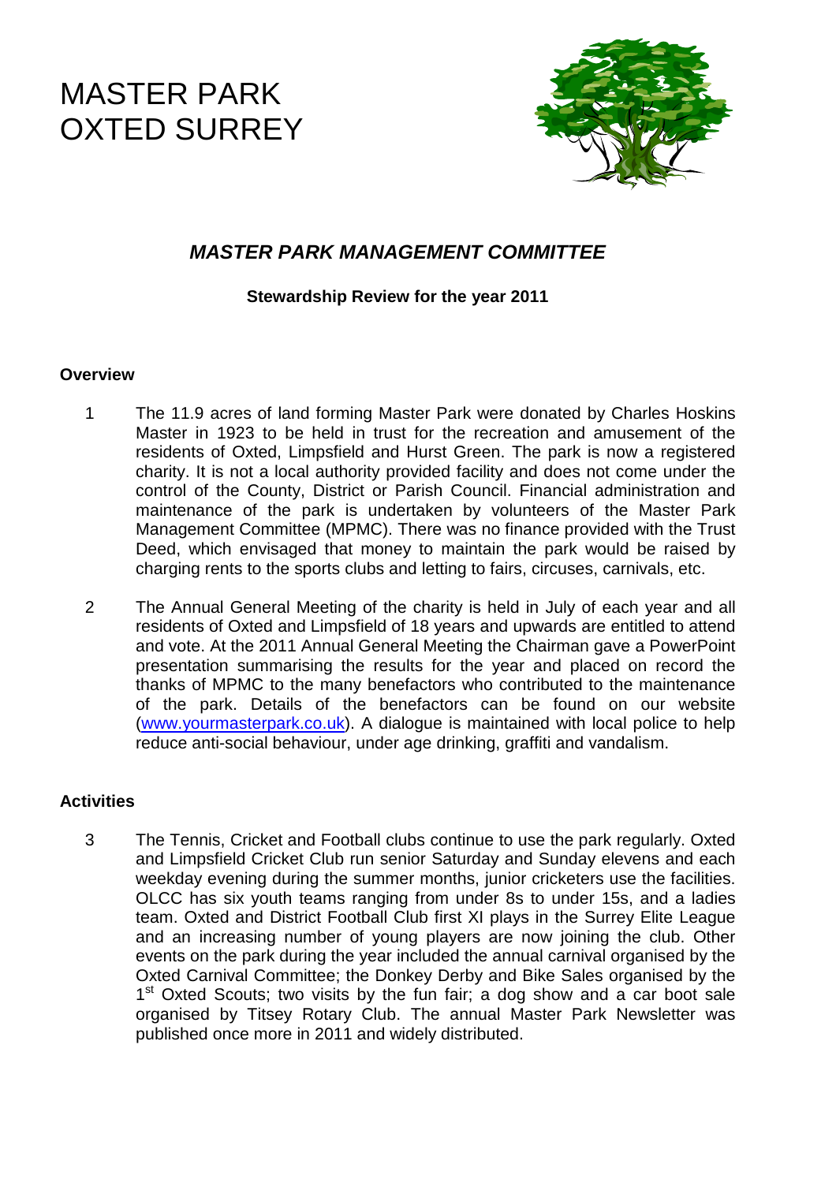# MASTER PARK OXTED SURREY

## *MASTER PARK MANAGEMENT COMMITTEE*

**Stewardship Review for the year 2011**

### Overview

1. The 11.9 acres of land forming Master Park were donated by Charles Hoskins Master in 1923 to be held in trust for the recreation and amusement of the residents of Oxted, Limpsfield and Hurst Green. The park is now a registered charity. It is not a local authority provided facility and does not come under the control of the County, District or Parish Council. Financial administration and maintenance of the park is undertaken by volunteers of the Master Park Management Committee (MPMC). There was no finance provided with the Trust Deed, which envisaged that money to maintain the park would be raised by charging rents to the sports clubs and letting to fairs, circuses, carnivals, etc.

2. The Annual General Meeting of the charity is held in July of each year and all residents of Oxted and Limpsfield of 18 years and upwards are entitled to attend and vote. At the 2011 Annual General Meeting the Chairman gave a PowerPoint presentation summarising the results for the year and placed on record the thanks of MPMC to the many benefactors who contributed to the maintenance of the park. Details of the benefactors can be found on our website (www.yourmasterpark.co.uk). A dialogue is maintained with local police to help reduce anti-social behaviour, under age drinking, graffiti and vandalism.

### Activities

3. The Tennis, Cricket and Football clubs continue to use the park regularly. Oxted and Limpsfield Cricket Club run senior Saturday and Sunday elevens and each weekday evening during the summer months, junior cricketers use the facilities. OLCC has six youth teams ranging from under 8s to under 15s, and a ladies team. Oxted and District Football Club first XI plays in the Surrey Elite League and an increasing number of young players are now joining the club. Other events on the park during the year included the annual carnival organised by the Oxted Carnival Committee; the Donkey Derby and Bike Sales organised by the 1st Oxted Scouts; two visits by the fun fair; a dog show and a car boot sale organised by Titsey Rotary Club. The annual Master Park Newsletter was published once more in 2011 and widely distributed.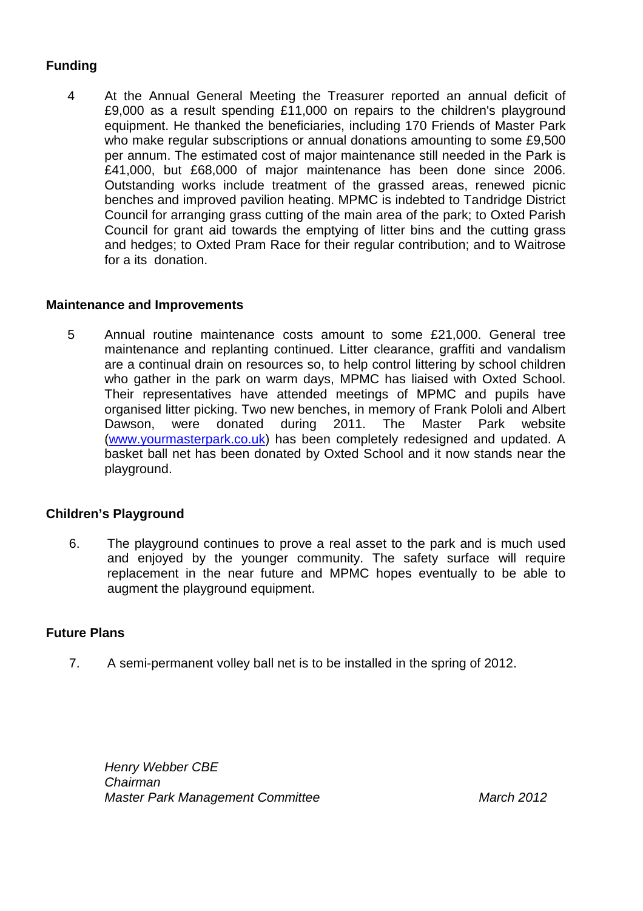## Funding

4 At the Annual General Meeting the Treasurer reported an annual deficit of £9,000 as a result spending £11,000 on repairs to the children's playground equipment. He thanked the beneficiaries, including 170 Friends of Master Park who make regular subscriptions or annual donations amounting to some £9,500 per annum. The estimated cost of major maintenance still needed in the Park is £41,000, but £68,000 of major maintenance has been done since 2006. Outstanding works include treatment of the grassed areas, renewed picnic benches and improved pavilion heating. MPMC is indebted to Tandridge District Council for arranging grass cutting of the main area of the park; to Oxted Parish Council for grant aid towards the emptying of litter bins and the cutting grass and hedges; to Oxted Pram Race for their regular contribution; and to Waitrose for a its donation.

## Maintenance and Improvements

5 Annual routine maintenance costs amount to some £21,000. General tree maintenance and replanting continued. Litter clearance, graffiti and vandalism are a continual drain on resources so, to help control littering by school children who gather in the park on warm days, MPMC has liaised with Oxted School. Their representatives have attended meetings of MPMC and pupils have organised litter picking. Two new benches, in memory of Frank Pololi and Albert Dawson, were donated during 2011. The Master Park website (www.yourmasterpark.co.uk) has been completely redesigned and updated. A basket ball net has been donated by Oxted School and it now stands near the playground.

## Children's Playground

6. The playground continues to prove a real asset to the park and is much used and enjoyed by the younger community. The safety surface will require replacement in the near future and MPMC hopes eventually to be able to augment the playground equipment.

## Future Plans

7. A semi-permanent volley ball net is to be installed in the spring of 2012.

*Henry Webber CBE*
*Chairman*
*Master Park Management Committee*

*March 2012*